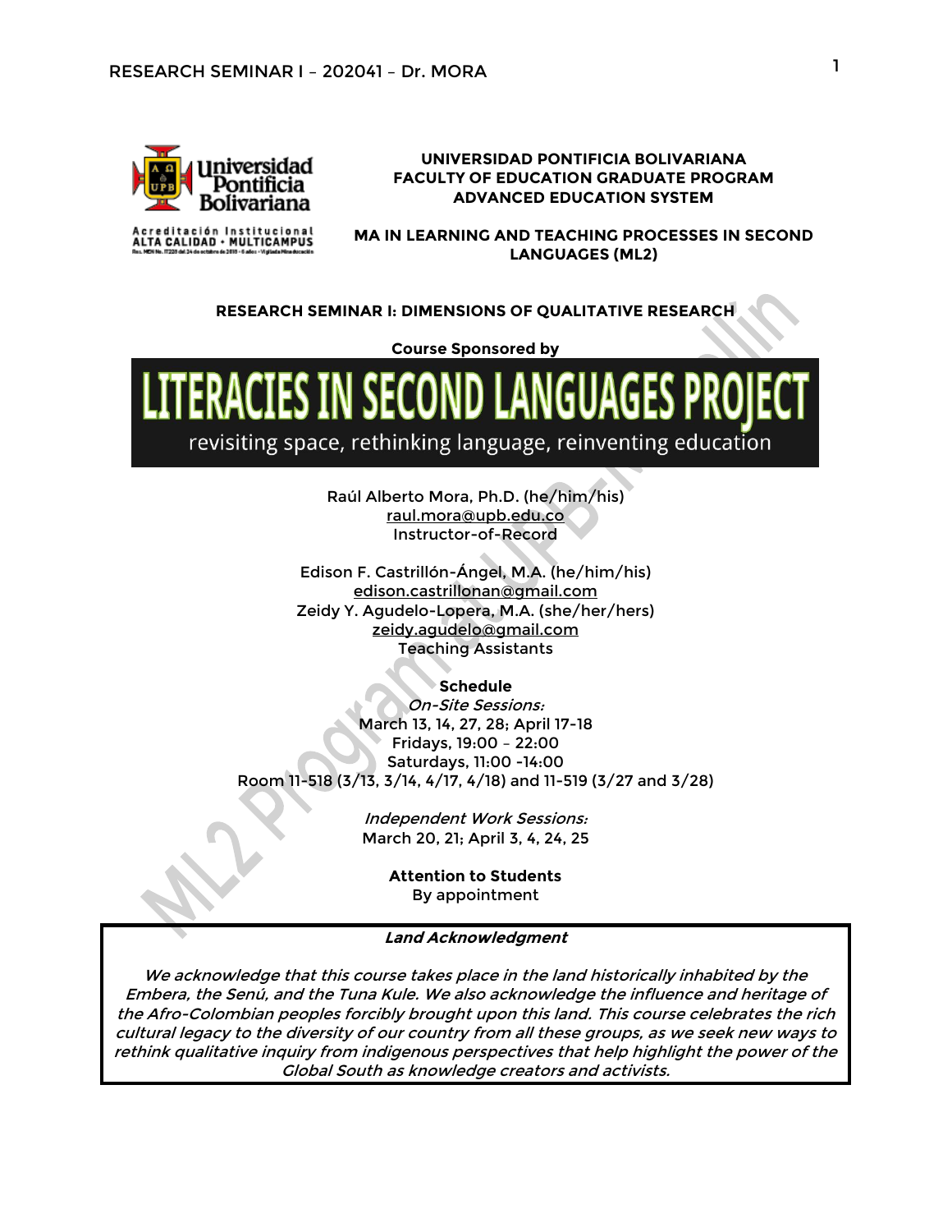**UNIVERSIDAD PONTIFICIA BOLIVARIANA**
**FACULTY OF EDUCATION GRADUATE PROGRAM**
**ADVANCED EDUCATION SYSTEM**

**MA IN LEARNING AND TEACHING PROCESSES IN SECOND LANGUAGES (ML2)**

# RESEARCH SEMINAR I: DIMENSIONS OF QUALITATIVE RESEARCH

**Course Sponsored by**

**LITERACIES IN SECOND LANGUAGES PROJECT**

revisiting space, rethinking language, reinventing education

Raúl Alberto Mora, Ph.D. (he/him/his)
raul.mora@upb.edu.co
Instructor-of-Record

Edison F. Castrillón-Ángel, M.A. (he/him/his)
edison.castrillonan@gmail.com
Zeidy Y. Agudelo-Lopera, M.A. (she/her/hers)
zeidy.agudelo@gmail.com
Teaching Assistants

**Schedule**

*On-Site Sessions:*
March 13, 14, 27, 28; April 17-18
Fridays, 19:00 – 22:00
Saturdays, 11:00 -14:00
Room 11-518 (3/13, 3/14, 4/17, 4/18) and 11-519 (3/27 and 3/28)

*Independent Work Sessions:*
March 20, 21; April 3, 4, 24, 25

**Attention to Students**
By appointment

***Land Acknowledgment***

*We acknowledge that this course takes place in the land historically inhabited by the Embera, the Senú, and the Tuna Kule. We also acknowledge the influence and heritage of the Afro-Colombian peoples forcibly brought upon this land. This course celebrates the rich cultural legacy to the diversity of our country from all these groups, as we seek new ways to rethink qualitative inquiry from indigenous perspectives that help highlight the power of the Global South as knowledge creators and activists.*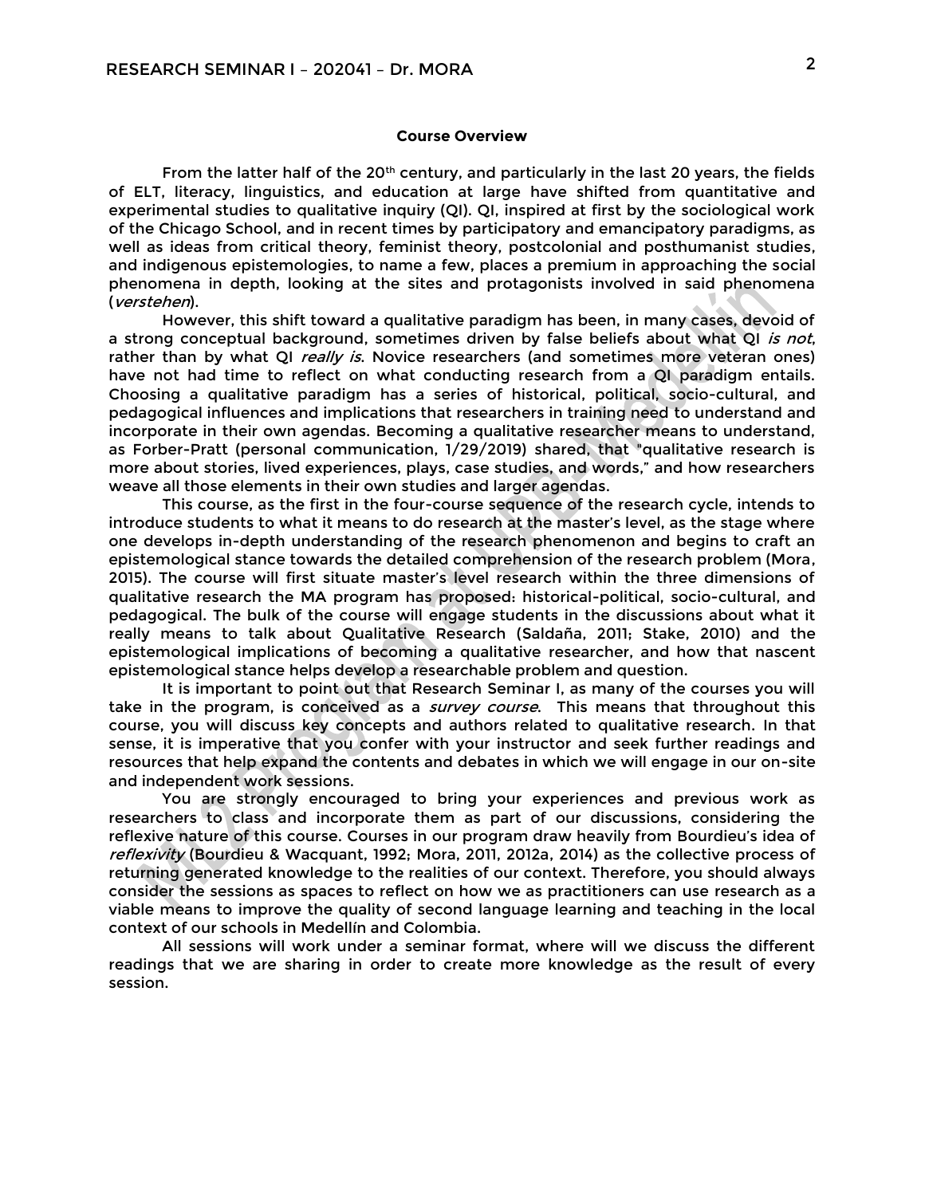**Course Overview**

From the latter half of the 20th century, and particularly in the last 20 years, the fields of ELT, literacy, linguistics, and education at large have shifted from quantitative and experimental studies to qualitative inquiry (QI). QI, inspired at first by the sociological work of the Chicago School, and in recent times by participatory and emancipatory paradigms, as well as ideas from critical theory, feminist theory, postcolonial and posthumanist studies, and indigenous epistemologies, to name a few, places a premium in approaching the social phenomena in depth, looking at the sites and protagonists involved in said phenomena (*verstehen*).

However, this shift toward a qualitative paradigm has been, in many cases, devoid of a strong conceptual background, sometimes driven by false beliefs about what QI *is not*, rather than by what QI *really is*. Novice researchers (and sometimes more veteran ones) have not had time to reflect on what conducting research from a QI paradigm entails. Choosing a qualitative paradigm has a series of historical, political, socio-cultural, and pedagogical influences and implications that researchers in training need to understand and incorporate in their own agendas. Becoming a qualitative researcher means to understand, as Forber-Pratt (personal communication, 1/29/2019) shared, that "qualitative research is more about stories, lived experiences, plays, case studies, and words," and how researchers weave all those elements in their own studies and larger agendas.

This course, as the first in the four-course sequence of the research cycle, intends to introduce students to what it means to do research at the master's level, as the stage where one develops in-depth understanding of the research phenomenon and begins to craft an epistemological stance towards the detailed comprehension of the research problem (Mora, 2015). The course will first situate master's level research within the three dimensions of qualitative research the MA program has proposed: historical-political, socio-cultural, and pedagogical. The bulk of the course will engage students in the discussions about what it really means to talk about Qualitative Research (Saldaña, 2011; Stake, 2010) and the epistemological implications of becoming a qualitative researcher, and how that nascent epistemological stance helps develop a researchable problem and question.

It is important to point out that Research Seminar I, as many of the courses you will take in the program, is conceived as a *survey course*. This means that throughout this course, you will discuss key concepts and authors related to qualitative research. In that sense, it is imperative that you confer with your instructor and seek further readings and resources that help expand the contents and debates in which we will engage in our on-site and independent work sessions.

You are strongly encouraged to bring your experiences and previous work as researchers to class and incorporate them as part of our discussions, considering the reflexive nature of this course. Courses in our program draw heavily from Bourdieu's idea of *reflexivity* (Bourdieu & Wacquant, 1992; Mora, 2011, 2012a, 2014) as the collective process of returning generated knowledge to the realities of our context. Therefore, you should always consider the sessions as spaces to reflect on how we as practitioners can use research as a viable means to improve the quality of second language learning and teaching in the local context of our schools in Medellín and Colombia.

All sessions will work under a seminar format, where will we discuss the different readings that we are sharing in order to create more knowledge as the result of every session.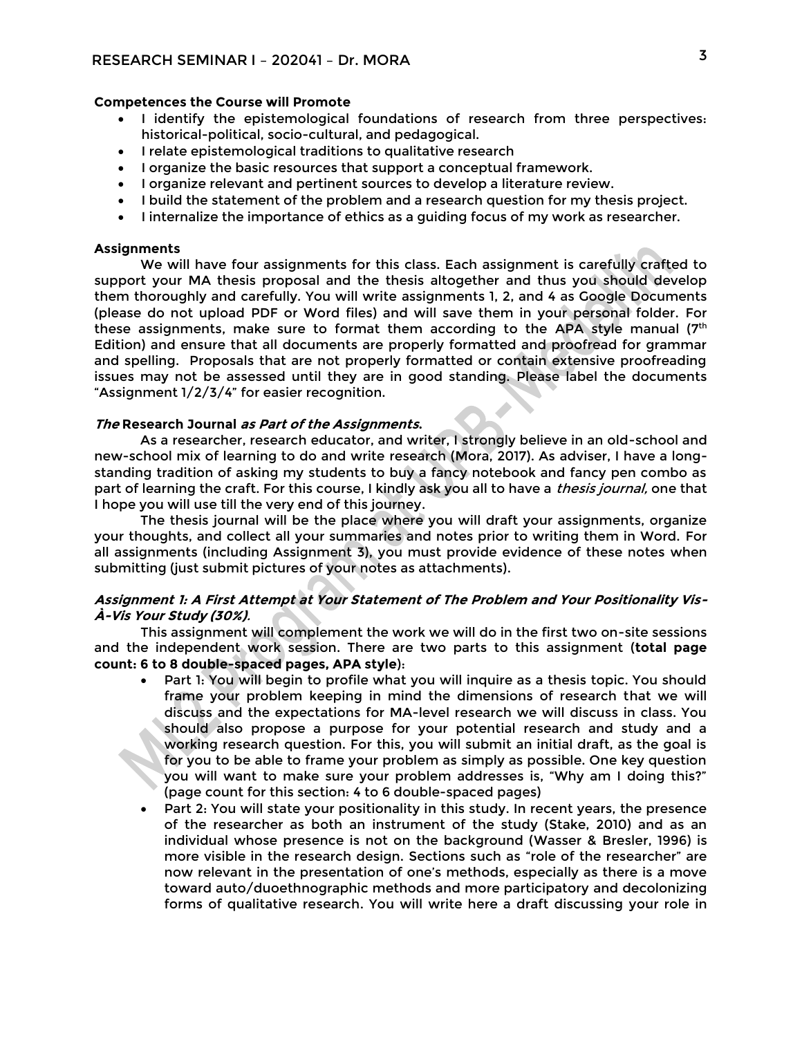**Competences the Course will Promote**

- I identify the epistemological foundations of research from three perspectives: historical-political, socio-cultural, and pedagogical.
- I relate epistemological traditions to qualitative research
- I organize the basic resources that support a conceptual framework.
- I organize relevant and pertinent sources to develop a literature review.
- I build the statement of the problem and a research question for my thesis project.
- I internalize the importance of ethics as a guiding focus of my work as researcher.

**Assignments**

We will have four assignments for this class. Each assignment is carefully crafted to support your MA thesis proposal and the thesis altogether and thus you should develop them thoroughly and carefully. You will write assignments 1, 2, and 4 as Google Documents (please do not upload PDF or Word files) and will save them in your personal folder. For these assignments, make sure to format them according to the APA style manual (7th Edition) and ensure that all documents are properly formatted and proofread for grammar and spelling. Proposals that are not properly formatted or contain extensive proofreading issues may not be assessed until they are in good standing. Please label the documents "Assignment 1/2/3/4" for easier recognition.

***The* Research Journal *as Part of the Assignments*.**

As a researcher, research educator, and writer, I strongly believe in an old-school and new-school mix of learning to do and write research (Mora, 2017). As adviser, I have a long-standing tradition of asking my students to buy a fancy notebook and fancy pen combo as part of learning the craft. For this course, I kindly ask you all to have a *thesis journal,* one that I hope you will use till the very end of this journey.

The thesis journal will be the place where you will draft your assignments, organize your thoughts, and collect all your summaries and notes prior to writing them in Word. For all assignments (including Assignment 3), you must provide evidence of these notes when submitting (just submit pictures of your notes as attachments).

***Assignment 1: A First Attempt at Your Statement of The Problem and Your Positionality Vis-À-Vis Your Study (30%)*.**

This assignment will complement the work we will do in the first two on-site sessions and the independent work session. There are two parts to this assignment (**total page count: 6 to 8 double-spaced pages, APA style**):

- Part 1: You will begin to profile what you will inquire as a thesis topic. You should frame your problem keeping in mind the dimensions of research that we will discuss and the expectations for MA-level research we will discuss in class. You should also propose a purpose for your potential research and study and a working research question. For this, you will submit an initial draft, as the goal is for you to be able to frame your problem as simply as possible. One key question you will want to make sure your problem addresses is, "Why am I doing this?" (page count for this section: 4 to 6 double-spaced pages)
- Part 2: You will state your positionality in this study. In recent years, the presence of the researcher as both an instrument of the study (Stake, 2010) and as an individual whose presence is not on the background (Wasser & Bresler, 1996) is more visible in the research design. Sections such as "role of the researcher" are now relevant in the presentation of one's methods, especially as there is a move toward auto/duoethnographic methods and more participatory and decolonizing forms of qualitative research. You will write here a draft discussing your role in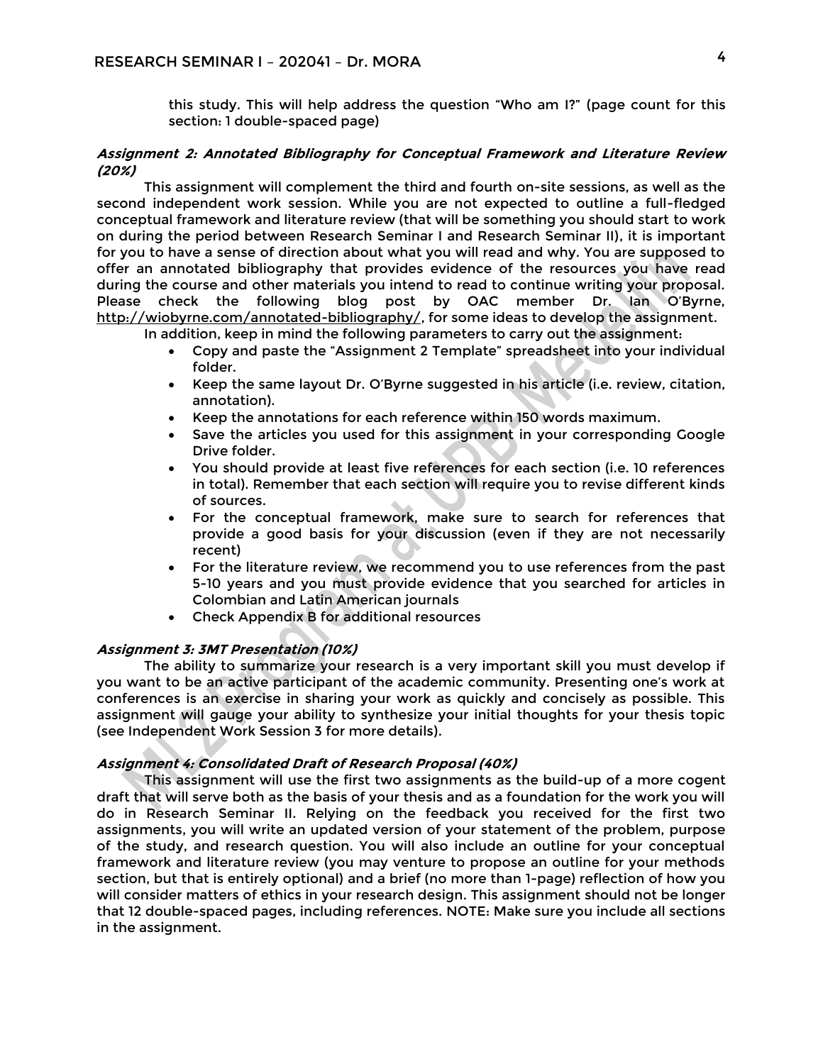this study. This will help address the question "Who am I?" (page count for this section: 1 double-spaced page)

***Assignment 2: Annotated Bibliography for Conceptual Framework and Literature Review (20%)***

This assignment will complement the third and fourth on-site sessions, as well as the second independent work session. While you are not expected to outline a full-fledged conceptual framework and literature review (that will be something you should start to work on during the period between Research Seminar I and Research Seminar II), it is important for you to have a sense of direction about what you will read and why. You are supposed to offer an annotated bibliography that provides evidence of the resources you have read during the course and other materials you intend to read to continue writing your proposal. Please check the following blog post by OAC member Dr. Ian O'Byrne, http://wiobyrne.com/annotated-bibliography/, for some ideas to develop the assignment.

In addition, keep in mind the following parameters to carry out the assignment:

- Copy and paste the "Assignment 2 Template" spreadsheet into your individual folder.
- Keep the same layout Dr. O'Byrne suggested in his article (i.e. review, citation, annotation).
- Keep the annotations for each reference within 150 words maximum.
- Save the articles you used for this assignment in your corresponding Google Drive folder.
- You should provide at least five references for each section (i.e. 10 references in total). Remember that each section will require you to revise different kinds of sources.
- For the conceptual framework, make sure to search for references that provide a good basis for your discussion (even if they are not necessarily recent)
- For the literature review, we recommend you to use references from the past 5-10 years and you must provide evidence that you searched for articles in Colombian and Latin American journals
- Check Appendix B for additional resources

***Assignment 3: 3MT Presentation (10%)***

The ability to summarize your research is a very important skill you must develop if you want to be an active participant of the academic community. Presenting one's work at conferences is an exercise in sharing your work as quickly and concisely as possible. This assignment will gauge your ability to synthesize your initial thoughts for your thesis topic (see Independent Work Session 3 for more details).

***Assignment 4: Consolidated Draft of Research Proposal (40%)***

This assignment will use the first two assignments as the build-up of a more cogent draft that will serve both as the basis of your thesis and as a foundation for the work you will do in Research Seminar II. Relying on the feedback you received for the first two assignments, you will write an updated version of your statement of the problem, purpose of the study, and research question. You will also include an outline for your conceptual framework and literature review (you may venture to propose an outline for your methods section, but that is entirely optional) and a brief (no more than 1-page) reflection of how you will consider matters of ethics in your research design. This assignment should not be longer that 12 double-spaced pages, including references. NOTE: Make sure you include all sections in the assignment.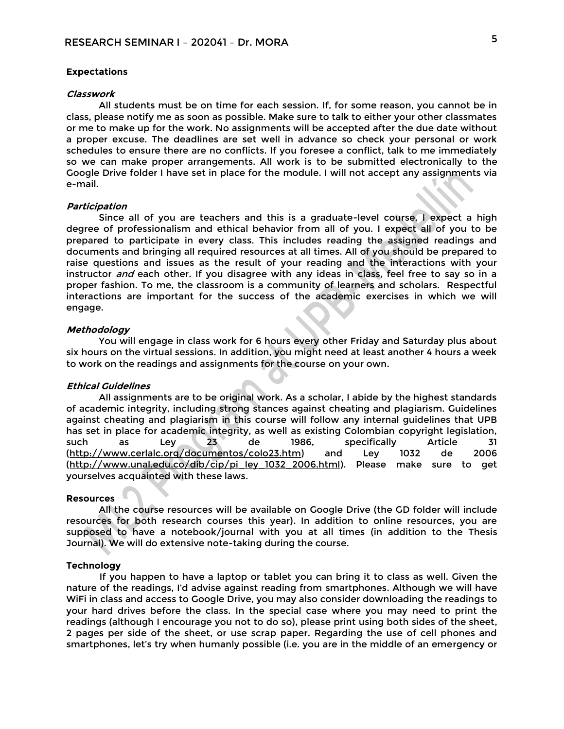**Expectations**

***Classwork***

All students must be on time for each session. If, for some reason, you cannot be in class, please notify me as soon as possible. Make sure to talk to either your other classmates or me to make up for the work. No assignments will be accepted after the due date without a proper excuse. The deadlines are set well in advance so check your personal or work schedules to ensure there are no conflicts. If you foresee a conflict, talk to me immediately so we can make proper arrangements. All work is to be submitted electronically to the Google Drive folder I have set in place for the module. I will not accept any assignments via e-mail.

***Participation***

Since all of you are teachers and this is a graduate-level course, I expect a high degree of professionalism and ethical behavior from all of you. I expect all of you to be prepared to participate in every class. This includes reading the assigned readings and documents and bringing all required resources at all times. All of you should be prepared to raise questions and issues as the result of your reading and the interactions with your instructor *and* each other. If you disagree with any ideas in class, feel free to say so in a proper fashion. To me, the classroom is a community of learners and scholars. Respectful interactions are important for the success of the academic exercises in which we will engage.

***Methodology***

You will engage in class work for 6 hours every other Friday and Saturday plus about six hours on the virtual sessions. In addition, you might need at least another 4 hours a week to work on the readings and assignments for the course on your own.

***Ethical Guidelines***

All assignments are to be original work. As a scholar, I abide by the highest standards of academic integrity, including strong stances against cheating and plagiarism. Guidelines against cheating and plagiarism in this course will follow any internal guidelines that UPB has set in place for academic integrity, as well as existing Colombian copyright legislation, such as Ley 23 de 1986, specifically Article 31 (http://www.cerlalc.org/documentos/colo23.htm) and Ley 1032 de 2006 (http://www.unal.edu.co/dib/cip/pi_ley_1032_2006.html). Please make sure to get yourselves acquainted with these laws.

**Resources**

All the course resources will be available on Google Drive (the GD folder will include resources for both research courses this year). In addition to online resources, you are supposed to have a notebook/journal with you at all times (in addition to the Thesis Journal). We will do extensive note-taking during the course.

**Technology**

If you happen to have a laptop or tablet you can bring it to class as well. Given the nature of the readings, I'd advise against reading from smartphones. Although we will have WiFi in class and access to Google Drive, you may also consider downloading the readings to your hard drives before the class. In the special case where you may need to print the readings (although I encourage you not to do so), please print using both sides of the sheet, 2 pages per side of the sheet, or use scrap paper. Regarding the use of cell phones and smartphones, let's try when humanly possible (i.e. you are in the middle of an emergency or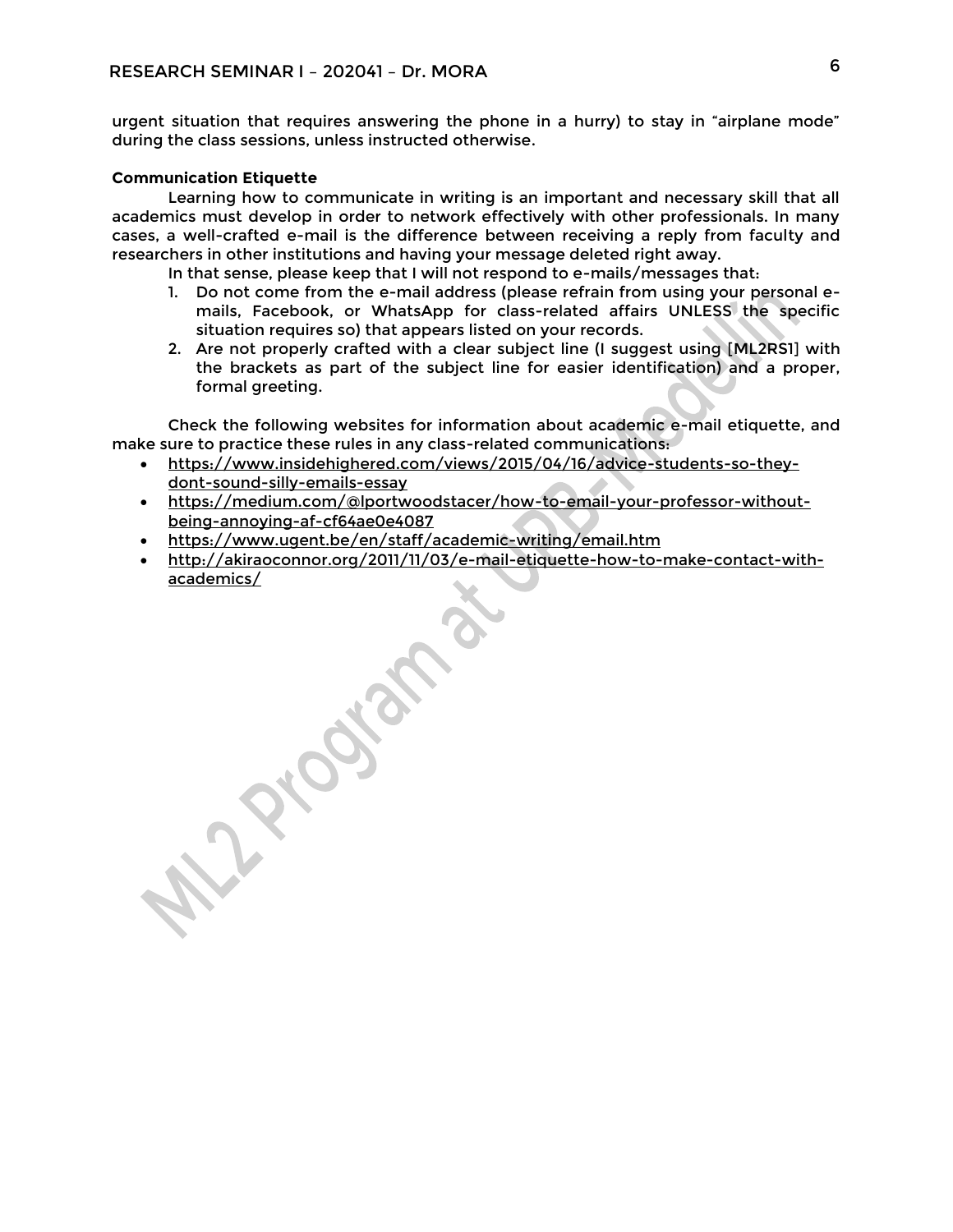urgent situation that requires answering the phone in a hurry) to stay in "airplane mode" during the class sessions, unless instructed otherwise.

**Communication Etiquette**

Learning how to communicate in writing is an important and necessary skill that all academics must develop in order to network effectively with other professionals. In many cases, a well-crafted e-mail is the difference between receiving a reply from faculty and researchers in other institutions and having your message deleted right away.

In that sense, please keep that I will not respond to e-mails/messages that:

1. Do not come from the e-mail address (please refrain from using your personal e-mails, Facebook, or WhatsApp for class-related affairs UNLESS the specific situation requires so) that appears listed on your records.
2. Are not properly crafted with a clear subject line (I suggest using [ML2RS1] with the brackets as part of the subject line for easier identification) and a proper, formal greeting.

Check the following websites for information about academic e-mail etiquette, and make sure to practice these rules in any class-related communications:

- https://www.insidehighered.com/views/2015/04/16/advice-students-so-they-dont-sound-silly-emails-essay
- https://medium.com/@lportwoodstacer/how-to-email-your-professor-without-being-annoying-af-cf64ae0e4087
- https://www.ugent.be/en/staff/academic-writing/email.htm
- http://akiraoconnor.org/2011/11/03/e-mail-etiquette-how-to-make-contact-with-academics/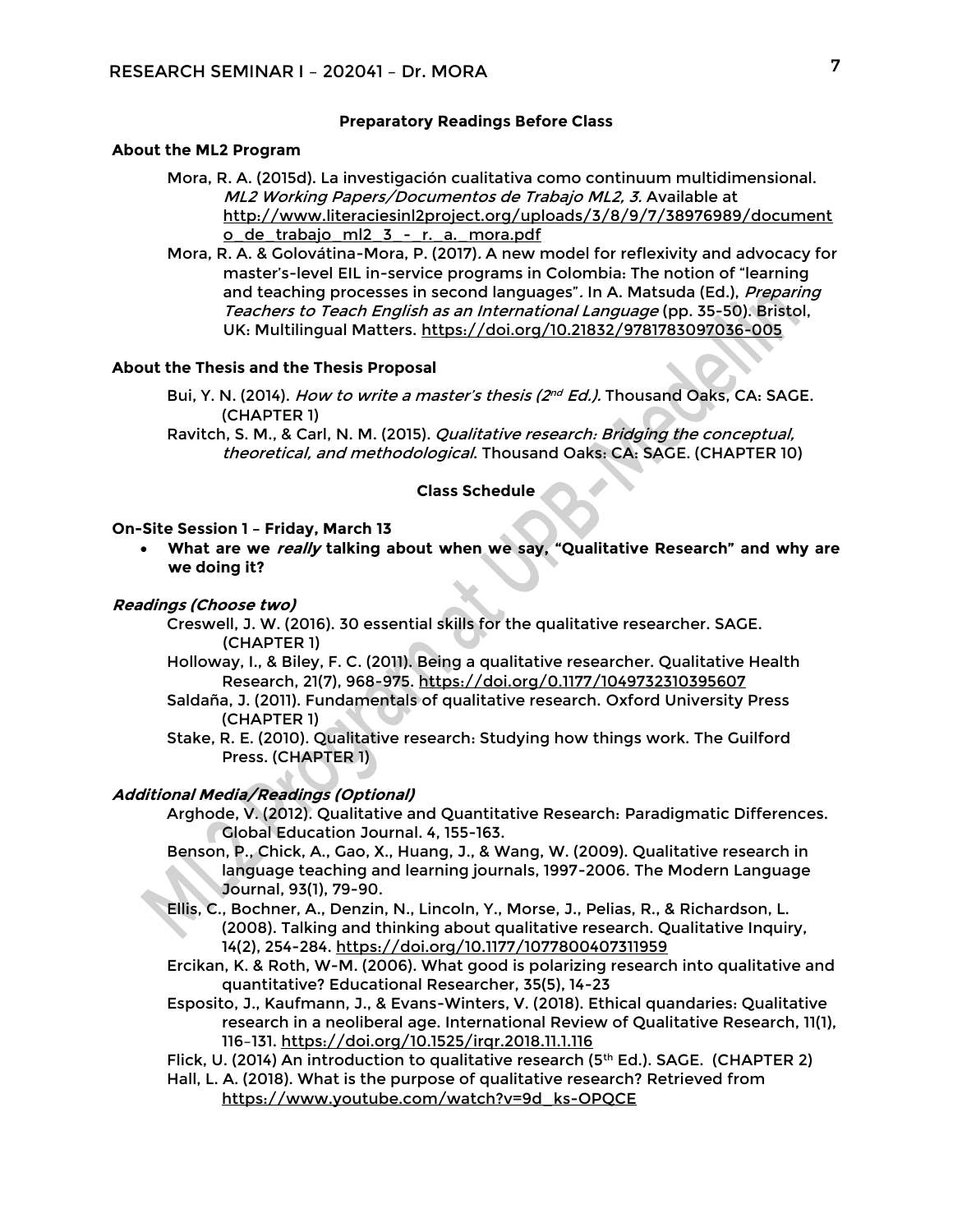**Preparatory Readings Before Class**

**About the ML2 Program**

Mora, R. A. (2015d). La investigación cualitativa como continuum multidimensional. *ML2 Working Papers/Documentos de Trabajo ML2, 3.* Available at http://www.literaciesinl2project.org/uploads/3/8/9/7/38976989/documento_de_trabajo_ml2_3_-_r._a._mora.pdf

Mora, R. A. & Golovátina-Mora, P. (2017). A new model for reflexivity and advocacy for master's-level EIL in-service programs in Colombia: The notion of "learning and teaching processes in second languages". In A. Matsuda (Ed.), *Preparing Teachers to Teach English as an International Language* (pp. 35-50). Bristol, UK: Multilingual Matters. https://doi.org/10.21832/9781783097036-005

**About the Thesis and the Thesis Proposal**

Bui, Y. N. (2014). *How to write a master's thesis (2nd Ed.).* Thousand Oaks, CA: SAGE. (CHAPTER 1)

Ravitch, S. M., & Carl, N. M. (2015). *Qualitative research: Bridging the conceptual, theoretical, and methodological*. Thousand Oaks: CA: SAGE. (CHAPTER 10)

**Class Schedule**

**On-Site Session 1 – Friday, March 13**

- **What are we *really* talking about when we say, "Qualitative Research" and why are we doing it?**

***Readings (Choose two)***

Creswell, J. W. (2016). 30 essential skills for the qualitative researcher. SAGE. (CHAPTER 1)

Holloway, I., & Biley, F. C. (2011). Being a qualitative researcher. Qualitative Health Research, 21(7), 968-975. https://doi.org/0.1177/1049732310395607

Saldaña, J. (2011). Fundamentals of qualitative research. Oxford University Press (CHAPTER 1)

Stake, R. E. (2010). Qualitative research: Studying how things work. The Guilford Press. (CHAPTER 1)

***Additional Media/Readings (Optional)***

Arghode, V. (2012). Qualitative and Quantitative Research: Paradigmatic Differences. Global Education Journal. 4, 155-163.

Benson, P., Chick, A., Gao, X., Huang, J., & Wang, W. (2009). Qualitative research in language teaching and learning journals, 1997-2006. The Modern Language Journal, 93(1), 79-90.

Ellis, C., Bochner, A., Denzin, N., Lincoln, Y., Morse, J., Pelias, R., & Richardson, L. (2008). Talking and thinking about qualitative research. Qualitative Inquiry, 14(2), 254-284. https://doi.org/10.1177/1077800407311959

Ercikan, K. & Roth, W-M. (2006). What good is polarizing research into qualitative and quantitative? Educational Researcher, 35(5), 14-23

Esposito, J., Kaufmann, J., & Evans-Winters, V. (2018). Ethical quandaries: Qualitative research in a neoliberal age. International Review of Qualitative Research, 11(1), 116–131. https://doi.org/10.1525/irqr.2018.11.1.116

Flick, U. (2014) An introduction to qualitative research (5th Ed.). SAGE. (CHAPTER 2)

Hall, L. A. (2018). What is the purpose of qualitative research? Retrieved from https://www.youtube.com/watch?v=9d_ks-OPQCE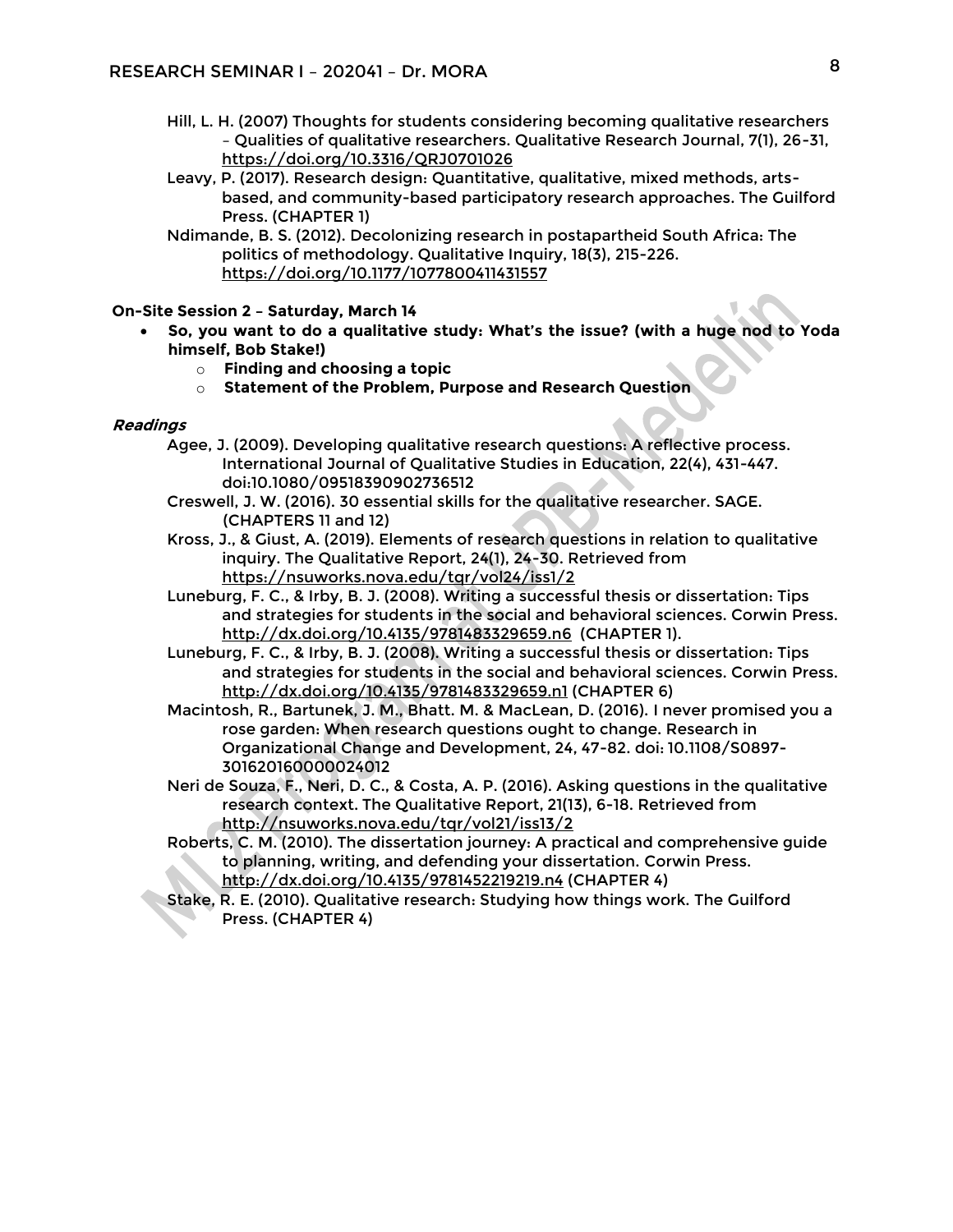Hill, L. H. (2007) Thoughts for students considering becoming qualitative researchers – Qualities of qualitative researchers. Qualitative Research Journal, 7(1), 26-31, https://doi.org/10.3316/QRJ0701026

Leavy, P. (2017). Research design: Quantitative, qualitative, mixed methods, arts-based, and community-based participatory research approaches. The Guilford Press. (CHAPTER 1)

Ndimande, B. S. (2012). Decolonizing research in postapartheid South Africa: The politics of methodology. Qualitative Inquiry, 18(3), 215-226. https://doi.org/10.1177/1077800411431557

**On-Site Session 2 – Saturday, March 14**

- **So, you want to do a qualitative study: What's the issue? (with a huge nod to Yoda himself, Bob Stake!)**
  - **Finding and choosing a topic**
  - **Statement of the Problem, Purpose and Research Question**

***Readings***

Agee, J. (2009). Developing qualitative research questions: A reflective process. International Journal of Qualitative Studies in Education, 22(4), 431-447. doi:10.1080/09518390902736512

Creswell, J. W. (2016). 30 essential skills for the qualitative researcher. SAGE. (CHAPTERS 11 and 12)

Kross, J., & Giust, A. (2019). Elements of research questions in relation to qualitative inquiry. The Qualitative Report, 24(1), 24-30. Retrieved from https://nsuworks.nova.edu/tqr/vol24/iss1/2

Luneburg, F. C., & Irby, B. J. (2008). Writing a successful thesis or dissertation: Tips and strategies for students in the social and behavioral sciences. Corwin Press. http://dx.doi.org/10.4135/9781483329659.n6 (CHAPTER 1).

Luneburg, F. C., & Irby, B. J. (2008). Writing a successful thesis or dissertation: Tips and strategies for students in the social and behavioral sciences. Corwin Press. http://dx.doi.org/10.4135/9781483329659.n1 (CHAPTER 6)

Macintosh, R., Bartunek, J. M., Bhatt. M. & MacLean, D. (2016). I never promised you a rose garden: When research questions ought to change. Research in Organizational Change and Development, 24, 47-82. doi: 10.1108/S0897-301620160000024012

Neri de Souza, F., Neri, D. C., & Costa, A. P. (2016). Asking questions in the qualitative research context. The Qualitative Report, 21(13), 6-18. Retrieved from http://nsuworks.nova.edu/tqr/vol21/iss13/2

Roberts, C. M. (2010). The dissertation journey: A practical and comprehensive guide to planning, writing, and defending your dissertation. Corwin Press. http://dx.doi.org/10.4135/9781452219219.n4 (CHAPTER 4)

Stake, R. E. (2010). Qualitative research: Studying how things work. The Guilford Press. (CHAPTER 4)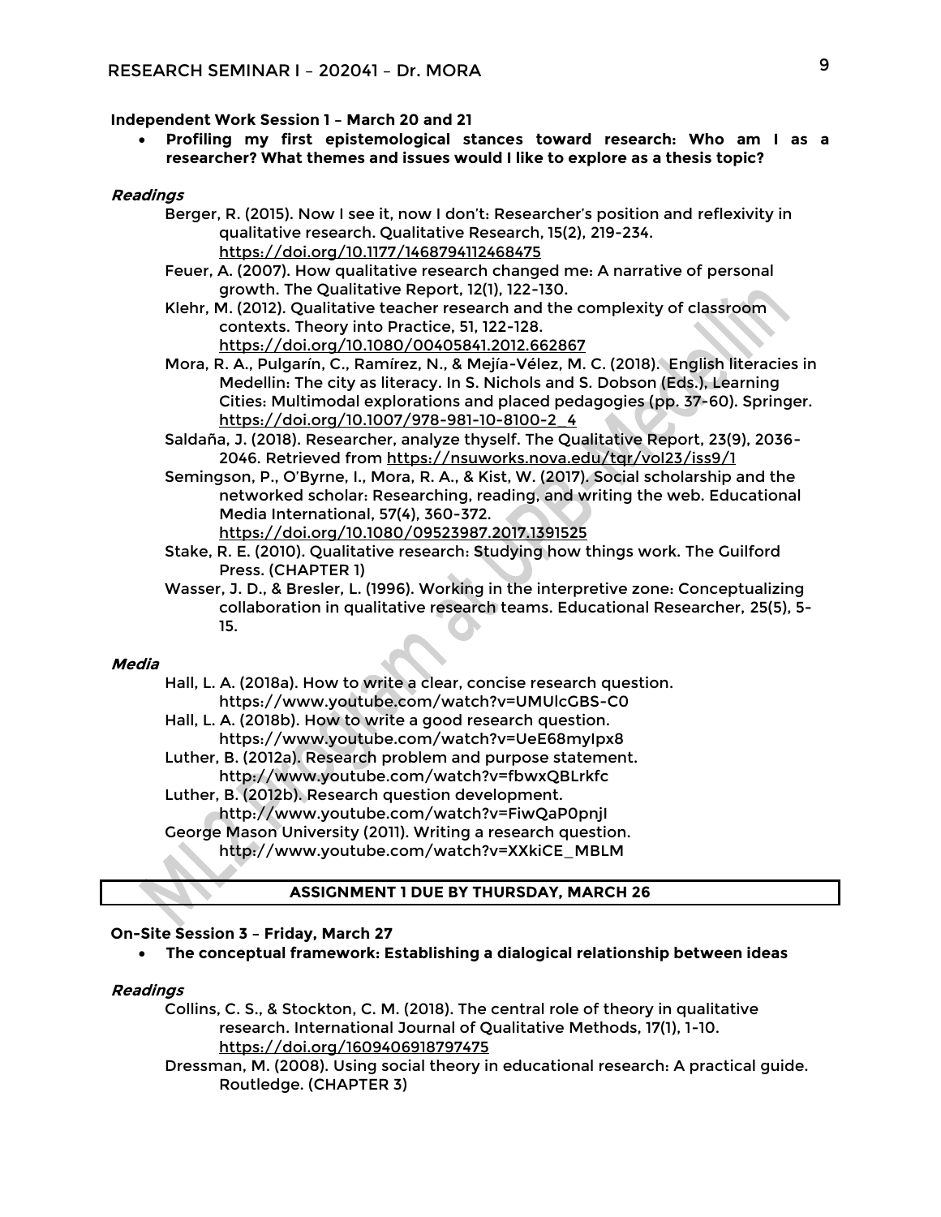**Independent Work Session 1 – March 20 and 21**

- **Profiling my first epistemological stances toward research: Who am I as a researcher? What themes and issues would I like to explore as a thesis topic?**

***Readings***

Berger, R. (2015). Now I see it, now I don't: Researcher's position and reflexivity in qualitative research. Qualitative Research, 15(2), 219-234. https://doi.org/10.1177/1468794112468475

Feuer, A. (2007). How qualitative research changed me: A narrative of personal growth. The Qualitative Report, 12(1), 122-130.

Klehr, M. (2012). Qualitative teacher research and the complexity of classroom contexts. Theory into Practice, 51, 122-128. https://doi.org/10.1080/00405841.2012.662867

Mora, R. A., Pulgarín, C., Ramírez, N., & Mejía-Vélez, M. C. (2018). English literacies in Medellín: The city as literacy. In S. Nichols and S. Dobson (Eds.), Learning Cities: Multimodal explorations and placed pedagogies (pp. 37-60). Springer. https://doi.org/10.1007/978-981-10-8100-2_4

Saldaña, J. (2018). Researcher, analyze thyself. The Qualitative Report, 23(9), 2036-2046. Retrieved from https://nsuworks.nova.edu/tqr/vol23/iss9/1

Semingson, P., O'Byrne, I., Mora, R. A., & Kist, W. (2017). Social scholarship and the networked scholar: Researching, reading, and writing the web. Educational Media International, 57(4), 360-372. https://doi.org/10.1080/09523987.2017.1391525

Stake, R. E. (2010). Qualitative research: Studying how things work. The Guilford Press. (CHAPTER 1)

Wasser, J. D., & Bresler, L. (1996). Working in the interpretive zone: Conceptualizing collaboration in qualitative research teams. Educational Researcher, 25(5), 5-15.

***Media***

Hall, L. A. (2018a). How to write a clear, concise research question. https://www.youtube.com/watch?v=UMUlcGBS-C0

Hall, L. A. (2018b). How to write a good research question. https://www.youtube.com/watch?v=UeE68myIpx8

Luther, B. (2012a). Research problem and purpose statement. http://www.youtube.com/watch?v=fbwxQBLrkfc

Luther, B. (2012b). Research question development. http://www.youtube.com/watch?v=FiwQaP0pnjI

George Mason University (2011). Writing a research question. http://www.youtube.com/watch?v=XXkiCE_MBLM

**ASSIGNMENT 1 DUE BY THURSDAY, MARCH 26**

**On-Site Session 3 – Friday, March 27**

- **The conceptual framework: Establishing a dialogical relationship between ideas**

***Readings***

Collins, C. S., & Stockton, C. M. (2018). The central role of theory in qualitative research. International Journal of Qualitative Methods, 17(1), 1-10. https://doi.org/1609406918797475

Dressman, M. (2008). Using social theory in educational research: A practical guide. Routledge. (CHAPTER 3)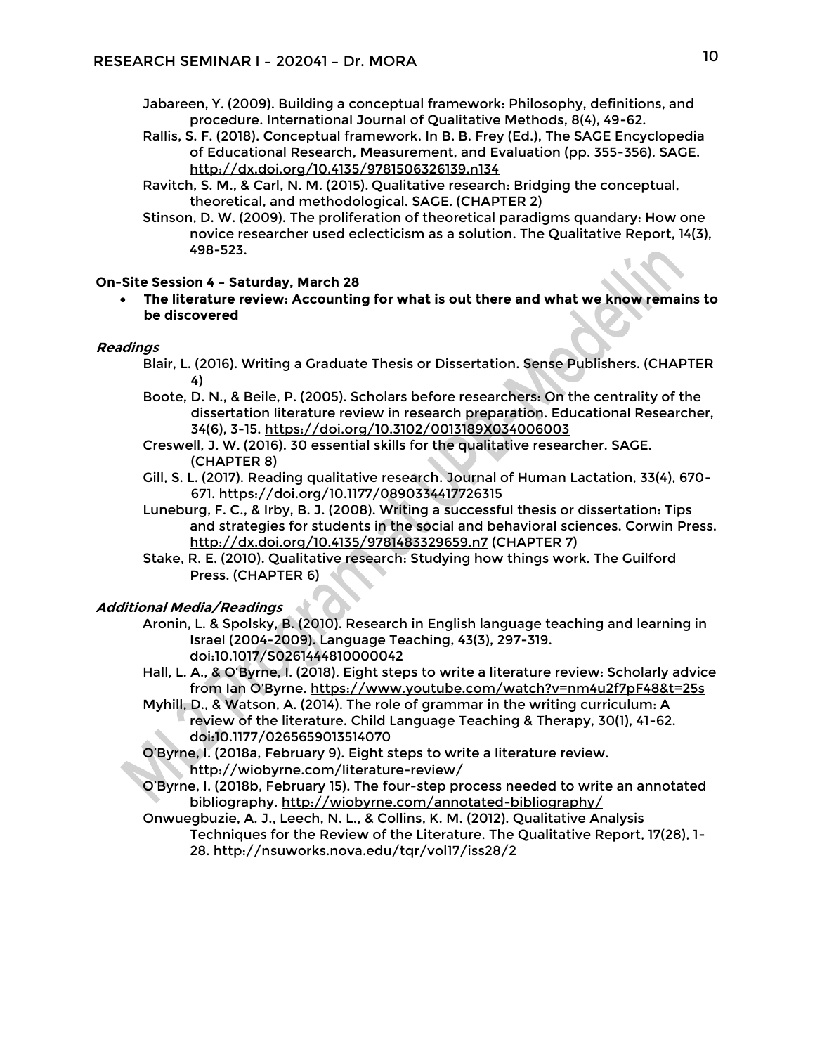Jabareen, Y. (2009). Building a conceptual framework: Philosophy, definitions, and procedure. International Journal of Qualitative Methods, 8(4), 49-62.

Rallis, S. F. (2018). Conceptual framework. In B. B. Frey (Ed.), The SAGE Encyclopedia of Educational Research, Measurement, and Evaluation (pp. 355-356). SAGE. http://dx.doi.org/10.4135/9781506326139.n134

Ravitch, S. M., & Carl, N. M. (2015). Qualitative research: Bridging the conceptual, theoretical, and methodological. SAGE. (CHAPTER 2)

Stinson, D. W. (2009). The proliferation of theoretical paradigms quandary: How one novice researcher used eclecticism as a solution. The Qualitative Report, 14(3), 498-523.

**On-Site Session 4 – Saturday, March 28**

- **The literature review: Accounting for what is out there and what we know remains to be discovered**

***Readings***

Blair, L. (2016). Writing a Graduate Thesis or Dissertation. Sense Publishers. (CHAPTER 4)

Boote, D. N., & Beile, P. (2005). Scholars before researchers: On the centrality of the dissertation literature review in research preparation. Educational Researcher, 34(6), 3-15. https://doi.org/10.3102/0013189X034006003

Creswell, J. W. (2016). 30 essential skills for the qualitative researcher. SAGE. (CHAPTER 8)

Gill, S. L. (2017). Reading qualitative research. Journal of Human Lactation, 33(4), 670-671. https://doi.org/10.1177/0890334417726315

Luneburg, F. C., & Irby, B. J. (2008). Writing a successful thesis or dissertation: Tips and strategies for students in the social and behavioral sciences. Corwin Press. http://dx.doi.org/10.4135/9781483329659.n7 (CHAPTER 7)

Stake, R. E. (2010). Qualitative research: Studying how things work. The Guilford Press. (CHAPTER 6)

***Additional Media/Readings***

Aronin, L. & Spolsky, B. (2010). Research in English language teaching and learning in Israel (2004-2009). Language Teaching, 43(3), 297-319. doi:10.1017/S0261444810000042

Hall, L. A., & O'Byrne, I. (2018). Eight steps to write a literature review: Scholarly advice from Ian O'Byrne. https://www.youtube.com/watch?v=nm4u2f7pF48&t=25s

Myhill, D., & Watson, A. (2014). The role of grammar in the writing curriculum: A review of the literature. Child Language Teaching & Therapy, 30(1), 41-62. doi:10.1177/0265659013514070

O'Byrne, I. (2018a, February 9). Eight steps to write a literature review. http://wiobyrne.com/literature-review/

O'Byrne, I. (2018b, February 15). The four-step process needed to write an annotated bibliography. http://wiobyrne.com/annotated-bibliography/

Onwuegbuzie, A. J., Leech, N. L., & Collins, K. M. (2012). Qualitative Analysis Techniques for the Review of the Literature. The Qualitative Report, 17(28), 1-28. http://nsuworks.nova.edu/tqr/vol17/iss28/2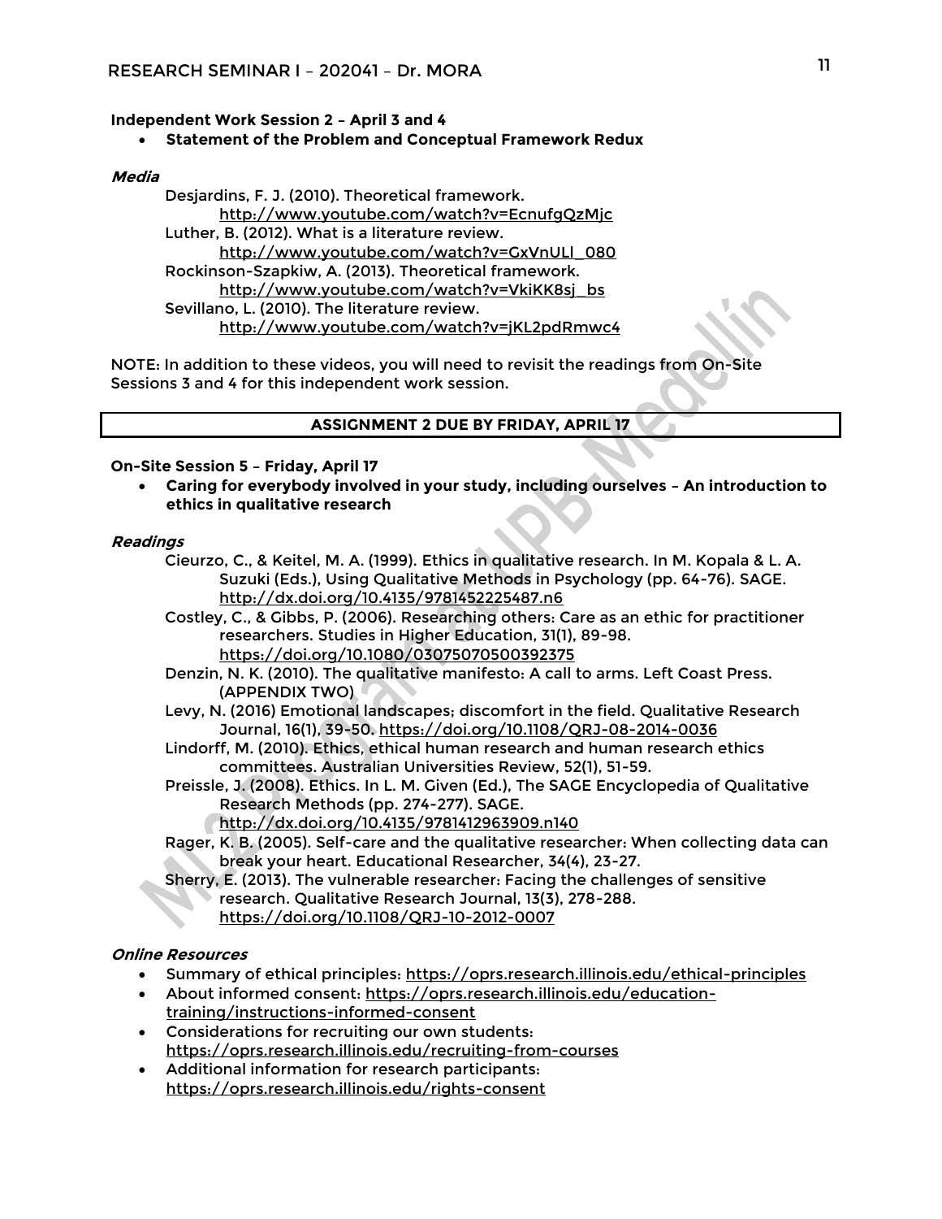**Independent Work Session 2 – April 3 and 4**

- **Statement of the Problem and Conceptual Framework Redux**

***Media***

Desjardins, F. J. (2010). Theoretical framework.
http://www.youtube.com/watch?v=EcnufgQzMjc

Luther, B. (2012). What is a literature review.
http://www.youtube.com/watch?v=GxVnULl_080

Rockinson-Szapkiw, A. (2013). Theoretical framework.
http://www.youtube.com/watch?v=VkiKK8sj_bs

Sevillano, L. (2010). The literature review.
http://www.youtube.com/watch?v=jKL2pdRmwc4

NOTE: In addition to these videos, you will need to revisit the readings from On-Site Sessions 3 and 4 for this independent work session.

| ASSIGNMENT 2 DUE BY FRIDAY, APRIL 17 |
| --- |

**On-Site Session 5 – Friday, April 17**

- **Caring for everybody involved in your study, including ourselves – An introduction to ethics in qualitative research**

***Readings***

Cieurzo, C., & Keitel, M. A. (1999). Ethics in qualitative research. In M. Kopala & L. A. Suzuki (Eds.), Using Qualitative Methods in Psychology (pp. 64-76). SAGE. http://dx.doi.org/10.4135/9781452225487.n6

Costley, C., & Gibbs, P. (2006). Researching others: Care as an ethic for practitioner researchers. Studies in Higher Education, 31(1), 89-98. https://doi.org/10.1080/03075070500392375

Denzin, N. K. (2010). The qualitative manifesto: A call to arms. Left Coast Press. (APPENDIX TWO)

Levy, N. (2016) Emotional landscapes; discomfort in the field. Qualitative Research Journal, 16(1), 39-50. https://doi.org/10.1108/QRJ-08-2014-0036

Lindorff, M. (2010). Ethics, ethical human research and human research ethics committees. Australian Universities Review, 52(1), 51-59.

Preissle, J. (2008). Ethics. In L. M. Given (Ed.), The SAGE Encyclopedia of Qualitative Research Methods (pp. 274-277). SAGE. http://dx.doi.org/10.4135/9781412963909.n140

Rager, K. B. (2005). Self-care and the qualitative researcher: When collecting data can break your heart. Educational Researcher, 34(4), 23-27.

Sherry, E. (2013). The vulnerable researcher: Facing the challenges of sensitive research. Qualitative Research Journal, 13(3), 278-288. https://doi.org/10.1108/QRJ-10-2012-0007

***Online Resources***

- Summary of ethical principles: https://oprs.research.illinois.edu/ethical-principles
- About informed consent: https://oprs.research.illinois.edu/education-training/instructions-informed-consent
- Considerations for recruiting our own students: https://oprs.research.illinois.edu/recruiting-from-courses
- Additional information for research participants: https://oprs.research.illinois.edu/rights-consent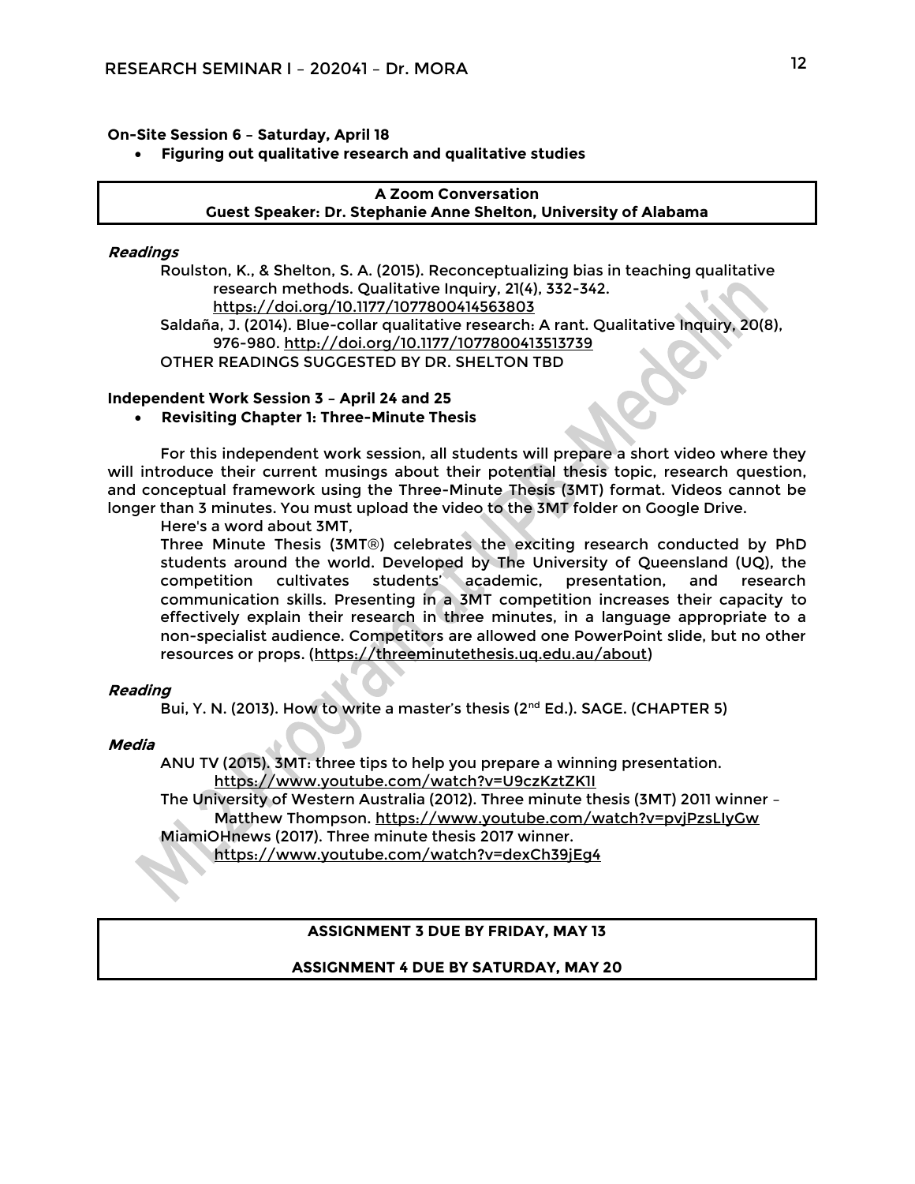**On-Site Session 6 – Saturday, April 18**

- **Figuring out qualitative research and qualitative studies**

**A Zoom Conversation**
**Guest Speaker: Dr. Stephanie Anne Shelton, University of Alabama**

***Readings***

Roulston, K., & Shelton, S. A. (2015). Reconceptualizing bias in teaching qualitative research methods. Qualitative Inquiry, 21(4), 332-342. https://doi.org/10.1177/1077800414563803

Saldaña, J. (2014). Blue-collar qualitative research: A rant. Qualitative Inquiry, 20(8), 976-980. http://doi.org/10.1177/1077800413513739

OTHER READINGS SUGGESTED BY DR. SHELTON TBD

**Independent Work Session 3 – April 24 and 25**

- **Revisiting Chapter 1: Three-Minute Thesis**

For this independent work session, all students will prepare a short video where they will introduce their current musings about their potential thesis topic, research question, and conceptual framework using the Three-Minute Thesis (3MT) format. Videos cannot be longer than 3 minutes. You must upload the video to the 3MT folder on Google Drive.

Here's a word about 3MT,

> Three Minute Thesis (3MT®) celebrates the exciting research conducted by PhD students around the world. Developed by The University of Queensland (UQ), the competition cultivates students' academic, presentation, and research communication skills. Presenting in a 3MT competition increases their capacity to effectively explain their research in three minutes, in a language appropriate to a non-specialist audience. Competitors are allowed one PowerPoint slide, but no other resources or props. (https://threeminutethesis.uq.edu.au/about)

***Reading***

Bui, Y. N. (2013). How to write a master's thesis (2nd Ed.). SAGE. (CHAPTER 5)

***Media***

ANU TV (2015). 3MT: three tips to help you prepare a winning presentation. https://www.youtube.com/watch?v=U9czKztZK1I

The University of Western Australia (2012). Three minute thesis (3MT) 2011 winner – Matthew Thompson. https://www.youtube.com/watch?v=pvjPzsLIyGw

MiamiOHnews (2017). Three minute thesis 2017 winner. https://www.youtube.com/watch?v=dexCh39jEg4

**ASSIGNMENT 3 DUE BY FRIDAY, MAY 13**

**ASSIGNMENT 4 DUE BY SATURDAY, MAY 20**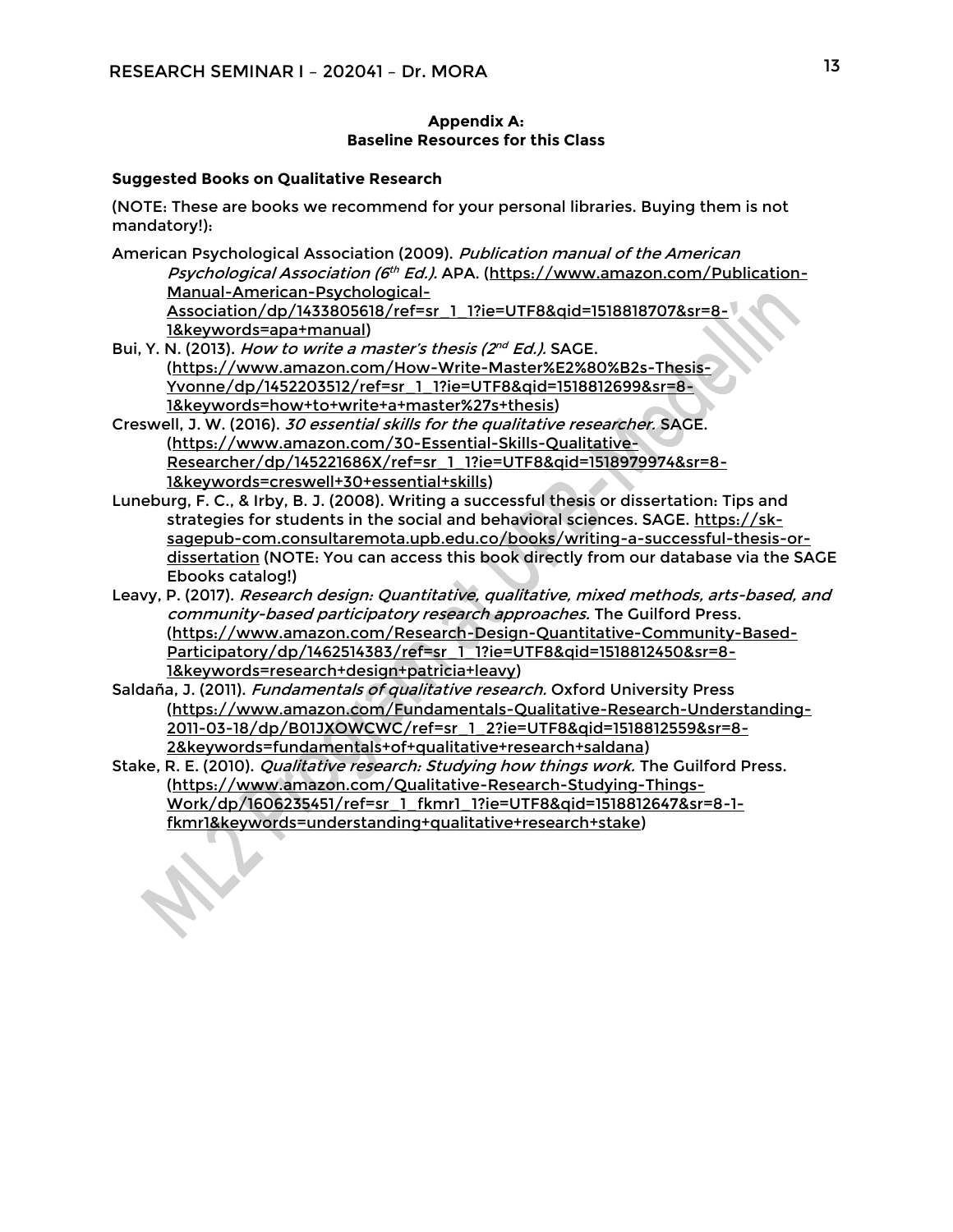**Appendix A:**
**Baseline Resources for this Class**

**Suggested Books on Qualitative Research**

(NOTE: These are books we recommend for your personal libraries. Buying them is not mandatory!):

American Psychological Association (2009). *Publication manual of the American Psychological Association (6th Ed.).* APA. (https://www.amazon.com/Publication-Manual-American-Psychological-Association/dp/1433805618/ref=sr_1_1?ie=UTF8&qid=1518818707&sr=8-1&keywords=apa+manual)

Bui, Y. N. (2013). *How to write a master's thesis (2nd Ed.).* SAGE. (https://www.amazon.com/How-Write-Master%E2%80%B2s-Thesis-Yvonne/dp/1452203512/ref=sr_1_1?ie=UTF8&qid=1518812699&sr=8-1&keywords=how+to+write+a+master%27s+thesis)

Creswell, J. W. (2016). *30 essential skills for the qualitative researcher.* SAGE. (https://www.amazon.com/30-Essential-Skills-Qualitative-Researcher/dp/145221686X/ref=sr_1_1?ie=UTF8&qid=1518979974&sr=8-1&keywords=creswell+30+essential+skills)

Luneburg, F. C., & Irby, B. J. (2008). Writing a successful thesis or dissertation: Tips and strategies for students in the social and behavioral sciences. SAGE. https://sk-sagepub-com.consultaremota.upb.edu.co/books/writing-a-successful-thesis-or-dissertation (NOTE: You can access this book directly from our database via the SAGE Ebooks catalog!)

Leavy, P. (2017). *Research design: Quantitative, qualitative, mixed methods, arts-based, and community-based participatory research approaches.* The Guilford Press. (https://www.amazon.com/Research-Design-Quantitative-Community-Based-Participatory/dp/1462514383/ref=sr_1_1?ie=UTF8&qid=1518812450&sr=8-1&keywords=research+design+patricia+leavy)

Saldaña, J. (2011). *Fundamentals of qualitative research.* Oxford University Press (https://www.amazon.com/Fundamentals-Qualitative-Research-Understanding-2011-03-18/dp/B01JXOWCWC/ref=sr_1_2?ie=UTF8&qid=1518812559&sr=8-2&keywords=fundamentals+of+qualitative+research+saldana)

Stake, R. E. (2010). *Qualitative research: Studying how things work.* The Guilford Press. (https://www.amazon.com/Qualitative-Research-Studying-Things-Work/dp/1606235451/ref=sr_1_fkmr1_1?ie=UTF8&qid=1518812647&sr=8-1-fkmr1&keywords=understanding+qualitative+research+stake)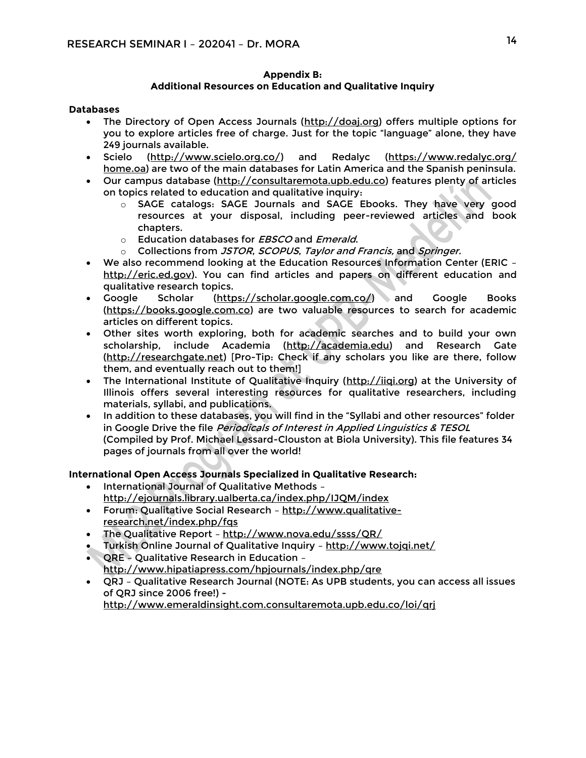## Appendix B:
## Additional Resources on Education and Qualitative Inquiry

**Databases**

- The Directory of Open Access Journals (http://doaj.org) offers multiple options for you to explore articles free of charge. Just for the topic "language" alone, they have 249 journals available.
- Scielo (http://www.scielo.org.co/) and Redalyc (https://www.redalyc.org/home.oa) are two of the main databases for Latin America and the Spanish peninsula.
- Our campus database (http://consultaremota.upb.edu.co) features plenty of articles on topics related to education and qualitative inquiry:
  - SAGE catalogs: SAGE Journals and SAGE Ebooks. They have very good resources at your disposal, including peer-reviewed articles and book chapters.
  - Education databases for *EBSCO* and *Emerald*.
  - Collections from *JSTOR*, *SCOPUS*, *Taylor and Francis,* and *Springer.*
- We also recommend looking at the Education Resources Information Center (ERIC – http://eric.ed.gov). You can find articles and papers on different education and qualitative research topics.
- Google Scholar (https://scholar.google.com.co/) and Google Books (https://books.google.com.co) are two valuable resources to search for academic articles on different topics.
- Other sites worth exploring, both for academic searches and to build your own scholarship, include Academia (http://academia.edu) and Research Gate (http://researchgate.net) [Pro-Tip: Check if any scholars you like are there, follow them, and eventually reach out to them!]
- The International Institute of Qualitative Inquiry (http://iiqi.org) at the University of Illinois offers several interesting resources for qualitative researchers, including materials, syllabi, and publications.
- In addition to these databases, you will find in the "Syllabi and other resources" folder in Google Drive the file *Periodicals of Interest in Applied Linguistics & TESOL* (Compiled by Prof. Michael Lessard-Clouston at Biola University). This file features 34 pages of journals from all over the world!

**International Open Access Journals Specialized in Qualitative Research:**

- International Journal of Qualitative Methods – http://ejournals.library.ualberta.ca/index.php/IJQM/index
- Forum: Qualitative Social Research – http://www.qualitative-research.net/index.php/fqs
- The Qualitative Report – http://www.nova.edu/ssss/QR/
- Turkish Online Journal of Qualitative Inquiry – http://www.tojqi.net/
- QRE – Qualitative Research in Education – http://www.hipatiapress.com/hpjournals/index.php/qre
- QRJ – Qualitative Research Journal (NOTE: As UPB students, you can access all issues of QRJ since 2006 free!) - http://www.emeraldinsight.com.consultaremota.upb.edu.co/loi/qrj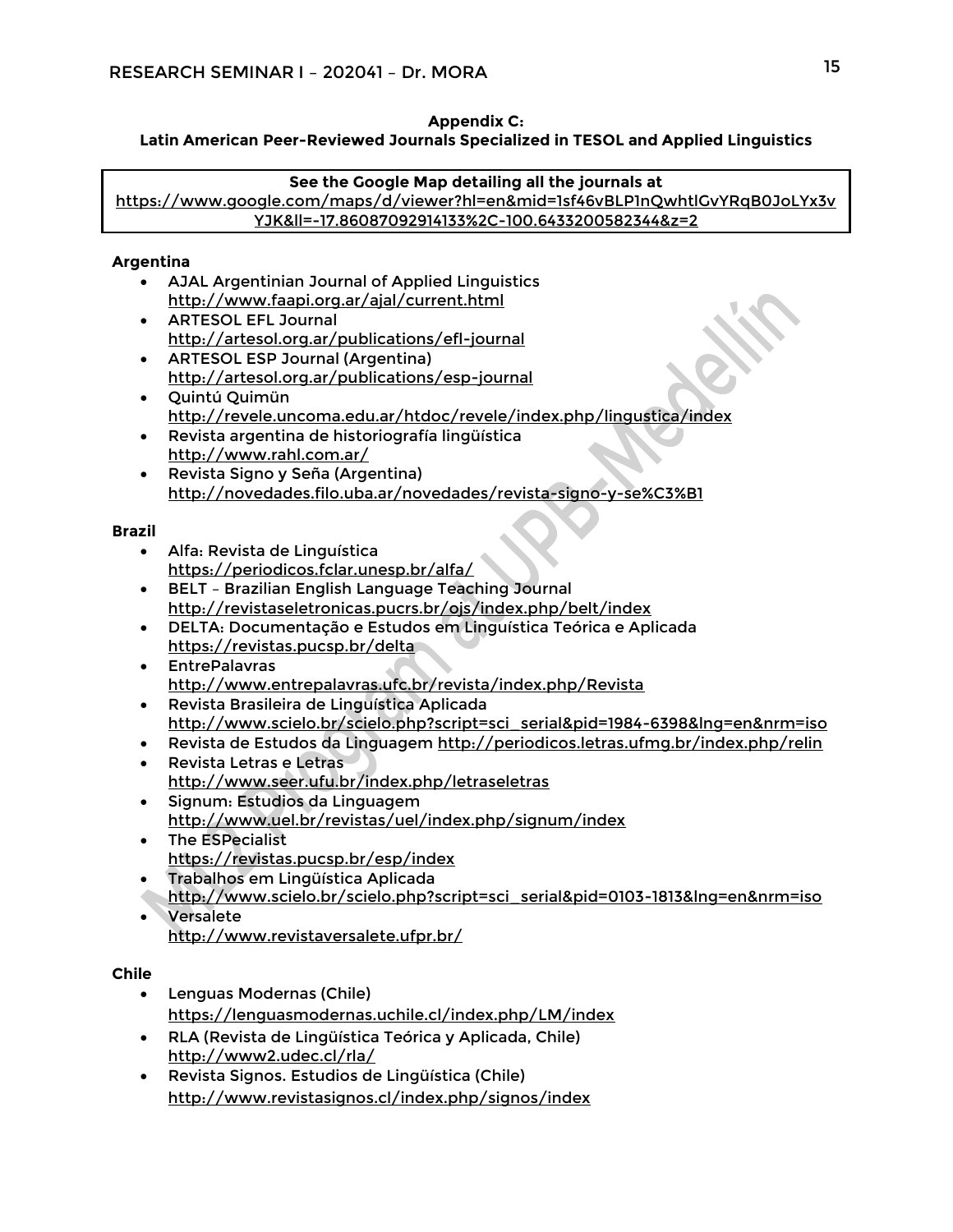**Appendix C:**
**Latin American Peer-Reviewed Journals Specialized in TESOL and Applied Linguistics**

**See the Google Map detailing all the journals at**
https://www.google.com/maps/d/viewer?hl=en&mid=1sf46vBLP1nQwhtlGvYRqB0JoLYx3vYJK&ll=-17.86087092914133%2C-100.6433200582344&z=2

**Argentina**

- AJAL Argentinian Journal of Applied Linguistics
  http://www.faapi.org.ar/ajal/current.html
- ARTESOL EFL Journal
  http://artesol.org.ar/publications/efl-journal
- ARTESOL ESP Journal (Argentina)
  http://artesol.org.ar/publications/esp-journal
- Quintú Quimün
  http://revele.uncoma.edu.ar/htdoc/revele/index.php/lingustica/index
- Revista argentina de historiografía lingüística
  http://www.rahl.com.ar/
- Revista Signo y Seña (Argentina)
  http://novedades.filo.uba.ar/novedades/revista-signo-y-se%C3%B1

**Brazil**

- Alfa: Revista de Linguística
  https://periodicos.fclar.unesp.br/alfa/
- BELT – Brazilian English Language Teaching Journal
  http://revistaseletronicas.pucrs.br/ojs/index.php/belt/index
- DELTA: Documentação e Estudos em Linguística Teórica e Aplicada
  https://revistas.pucsp.br/delta
- EntrePalavras
  http://www.entrepalavras.ufc.br/revista/index.php/Revista
- Revista Brasileira de Linguística Aplicada
  http://www.scielo.br/scielo.php?script=sci_serial&pid=1984-6398&lng=en&nrm=iso
- Revista de Estudos da Linguagem http://periodicos.letras.ufmg.br/index.php/relin
- Revista Letras e Letras
  http://www.seer.ufu.br/index.php/letraseletras
- Signum: Estudios da Linguagem
  http://www.uel.br/revistas/uel/index.php/signum/index
- The ESPecialist
  https://revistas.pucsp.br/esp/index
- Trabalhos em Lingüística Aplicada
  http://www.scielo.br/scielo.php?script=sci_serial&pid=0103-1813&lng=en&nrm=iso
- Versalete
  http://www.revistaversalete.ufpr.br/

**Chile**

- Lenguas Modernas (Chile)
  https://lenguasmodernas.uchile.cl/index.php/LM/index
- RLA (Revista de Lingüística Teórica y Aplicada, Chile)
  http://www2.udec.cl/rla/
- Revista Signos. Estudios de Lingüística (Chile)
  http://www.revistasignos.cl/index.php/signos/index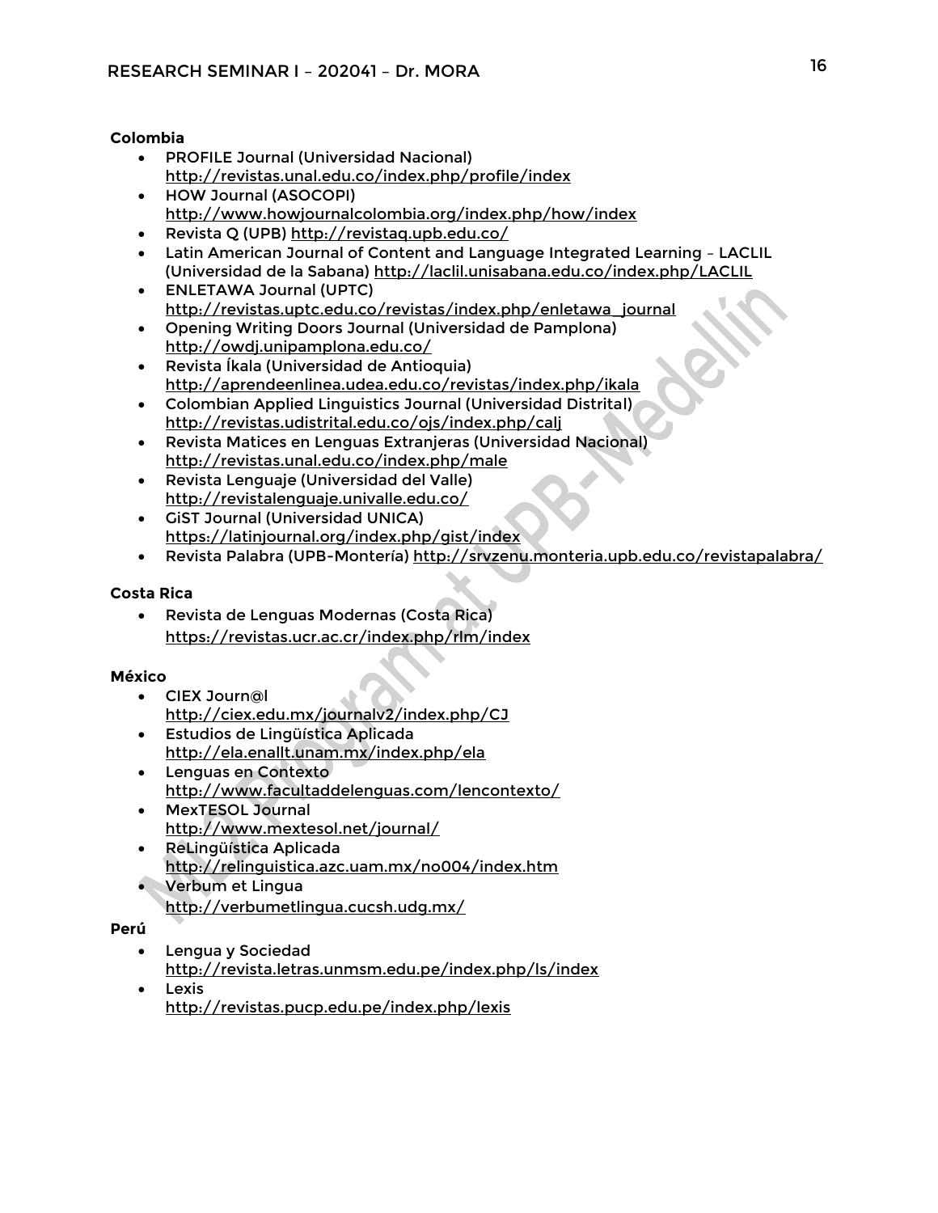**Colombia**

- PROFILE Journal (Universidad Nacional) http://revistas.unal.edu.co/index.php/profile/index
- HOW Journal (ASOCOPI) http://www.howjournalcolombia.org/index.php/how/index
- Revista Q (UPB) http://revistaq.upb.edu.co/
- Latin American Journal of Content and Language Integrated Learning – LACLIL (Universidad de la Sabana) http://laclil.unisabana.edu.co/index.php/LACLIL
- ENLETAWA Journal (UPTC) http://revistas.uptc.edu.co/revistas/index.php/enletawa_journal
- Opening Writing Doors Journal (Universidad de Pamplona) http://owdj.unipamplona.edu.co/
- Revista Íkala (Universidad de Antioquia) http://aprendeenlinea.udea.edu.co/revistas/index.php/ikala
- Colombian Applied Linguistics Journal (Universidad Distrital) http://revistas.udistrital.edu.co/ojs/index.php/calj
- Revista Matices en Lenguas Extranjeras (Universidad Nacional) http://revistas.unal.edu.co/index.php/male
- Revista Lenguaje (Universidad del Valle) http://revistalenguaje.univalle.edu.co/
- GiST Journal (Universidad UNICA) https://latinjournal.org/index.php/gist/index
- Revista Palabra (UPB-Montería) http://srvzenu.monteria.upb.edu.co/revistapalabra/

**Costa Rica**

- Revista de Lenguas Modernas (Costa Rica) https://revistas.ucr.ac.cr/index.php/rlm/index

**México**

- CIEX Journ@l http://ciex.edu.mx/journalv2/index.php/CJ
- Estudios de Lingüística Aplicada http://ela.enallt.unam.mx/index.php/ela
- Lenguas en Contexto http://www.facultaddelenguas.com/lencontexto/
- MexTESOL Journal http://www.mextesol.net/journal/
- ReLingüística Aplicada http://relinguistica.azc.uam.mx/no004/index.htm
- Verbum et Lingua http://verbumetlingua.cucsh.udg.mx/

**Perú**

- Lengua y Sociedad http://revista.letras.unmsm.edu.pe/index.php/ls/index
- Lexis http://revistas.pucp.edu.pe/index.php/lexis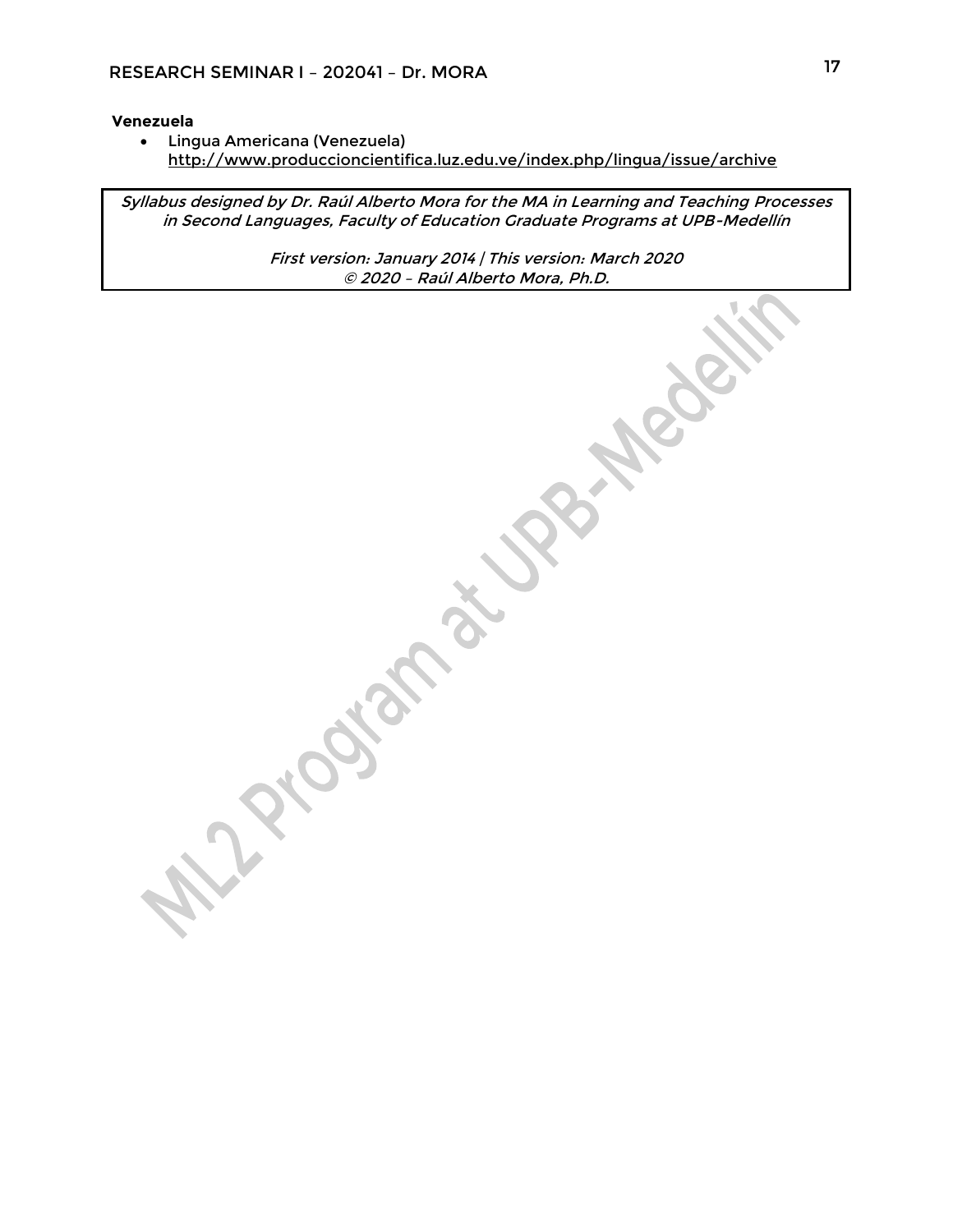**Venezuela**

- Lingua Americana (Venezuela) http://www.produccioncientifica.luz.edu.ve/index.php/lingua/issue/archive

*Syllabus designed by Dr. Raúl Alberto Mora for the MA in Learning and Teaching Processes in Second Languages, Faculty of Education Graduate Programs at UPB-Medellín*

*First version: January 2014 | This version: March 2020*
*© 2020 – Raúl Alberto Mora, Ph.D.*